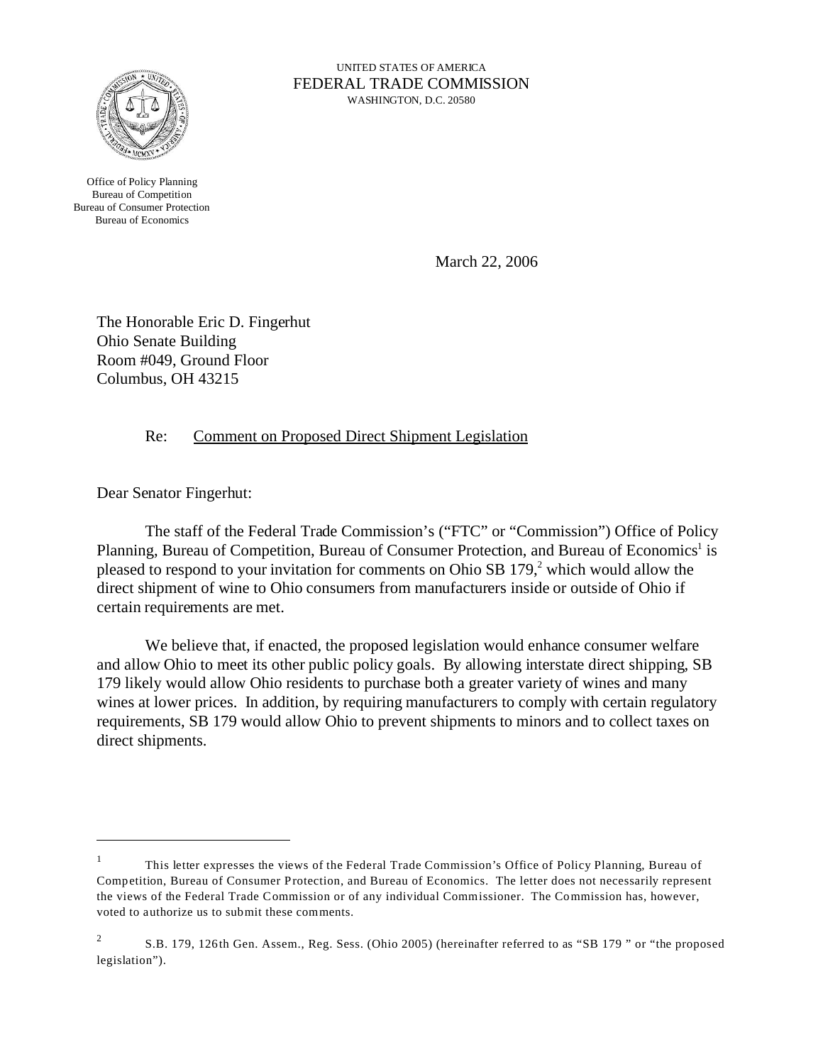UNITED STATES OF AMERICA
FEDERAL TRADE COMMISSION
WASHINGTON, D.C. 20580

Office of Policy Planning
Bureau of Competition
Bureau of Consumer Protection
Bureau of Economics

March 22, 2006

The Honorable Eric D. Fingerhut
Ohio Senate Building
Room #049, Ground Floor
Columbus, OH 43215

Re: Comment on Proposed Direct Shipment Legislation

Dear Senator Fingerhut:

The staff of the Federal Trade Commission's ("FTC" or "Commission") Office of Policy Planning, Bureau of Competition, Bureau of Consumer Protection, and Bureau of Economics[1] is pleased to respond to your invitation for comments on Ohio SB 179,[2] which would allow the direct shipment of wine to Ohio consumers from manufacturers inside or outside of Ohio if certain requirements are met.

We believe that, if enacted, the proposed legislation would enhance consumer welfare and allow Ohio to meet its other public policy goals. By allowing interstate direct shipping, SB 179 likely would allow Ohio residents to purchase both a greater variety of wines and many wines at lower prices. In addition, by requiring manufacturers to comply with certain regulatory requirements, SB 179 would allow Ohio to prevent shipments to minors and to collect taxes on direct shipments.

---

[1] This letter expresses the views of the Federal Trade Commission's Office of Policy Planning, Bureau of Competition, Bureau of Consumer Protection, and Bureau of Economics. The letter does not necessarily represent the views of the Federal Trade Commission or of any individual Commissioner. The Commission has, however, voted to authorize us to submit these comments.

[2] S.B. 179, 126th Gen. Assem., Reg. Sess. (Ohio 2005) (hereinafter referred to as "SB 179 " or "the proposed legislation").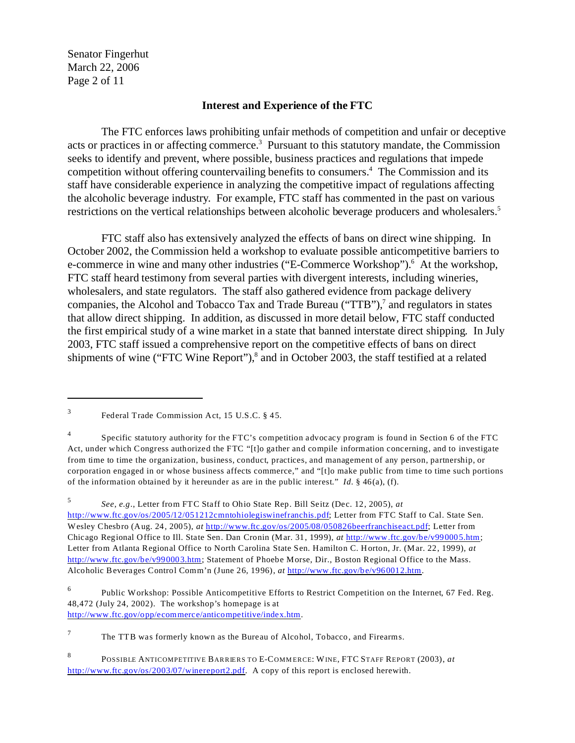## Interest and Experience of the FTC

The FTC enforces laws prohibiting unfair methods of competition and unfair or deceptive acts or practices in or affecting commerce.[3] Pursuant to this statutory mandate, the Commission seeks to identify and prevent, where possible, business practices and regulations that impede competition without offering countervailing benefits to consumers.[4] The Commission and its staff have considerable experience in analyzing the competitive impact of regulations affecting the alcoholic beverage industry. For example, FTC staff has commented in the past on various restrictions on the vertical relationships between alcoholic beverage producers and wholesalers.[5]

FTC staff also has extensively analyzed the effects of bans on direct wine shipping. In October 2002, the Commission held a workshop to evaluate possible anticompetitive barriers to e-commerce in wine and many other industries ("E-Commerce Workshop").[6] At the workshop, FTC staff heard testimony from several parties with divergent interests, including wineries, wholesalers, and state regulators. The staff also gathered evidence from package delivery companies, the Alcohol and Tobacco Tax and Trade Bureau ("TTB"),[7] and regulators in states that allow direct shipping. In addition, as discussed in more detail below, FTC staff conducted the first empirical study of a wine market in a state that banned interstate direct shipping. In July 2003, FTC staff issued a comprehensive report on the competitive effects of bans on direct shipments of wine ("FTC Wine Report"),[8] and in October 2003, the staff testified at a related

---

[3] Federal Trade Commission Act, 15 U.S.C. § 45.

[4] Specific statutory authority for the FTC's competition advocacy program is found in Section 6 of the FTC Act, under which Congress authorized the FTC "[t]o gather and compile information concerning, and to investigate from time to time the organization, business, conduct, practices, and management of any person, partnership, or corporation engaged in or whose business affects commerce," and "[t]o make public from time to time such portions of the information obtained by it hereunder as are in the public interest." *Id.* § 46(a), (f).

[5] *See, e.g.*, Letter from FTC Staff to Ohio State Rep. Bill Seitz (Dec. 12, 2005), *at* http://www.ftc.gov/os/2005/12/051212cmntohiolegiswinefranchis.pdf; Letter from FTC Staff to Cal. State Sen. Wesley Chesbro (Aug. 24, 2005), *at* http://www.ftc.gov/os/2005/08/050826beerfranchiseact.pdf; Letter from Chicago Regional Office to Ill. State Sen. Dan Cronin (Mar. 31, 1999), *at* http://www.ftc.gov/be/v990005.htm; Letter from Atlanta Regional Office to North Carolina State Sen. Hamilton C. Horton, Jr. (Mar. 22, 1999), *at* http://www.ftc.gov/be/v990003.htm; Statement of Phoebe Morse, Dir., Boston Regional Office to the Mass. Alcoholic Beverages Control Comm'n (June 26, 1996), *at* http://www.ftc.gov/be/v960012.htm.

[6] Public Workshop: Possible Anticompetitive Efforts to Restrict Competition on the Internet, 67 Fed. Reg. 48,472 (July 24, 2002). The workshop's homepage is at http://www.ftc.gov/opp/ecommerce/anticompetitive/index.htm.

[7] The TTB was formerly known as the Bureau of Alcohol, Tobacco, and Firearms.

[8] POSSIBLE ANTICOMPETITIVE BARRIERS TO E-COMMERCE: WINE, FTC STAFF REPORT (2003), *at* http://www.ftc.gov/os/2003/07/winereport2.pdf. A copy of this report is enclosed herewith.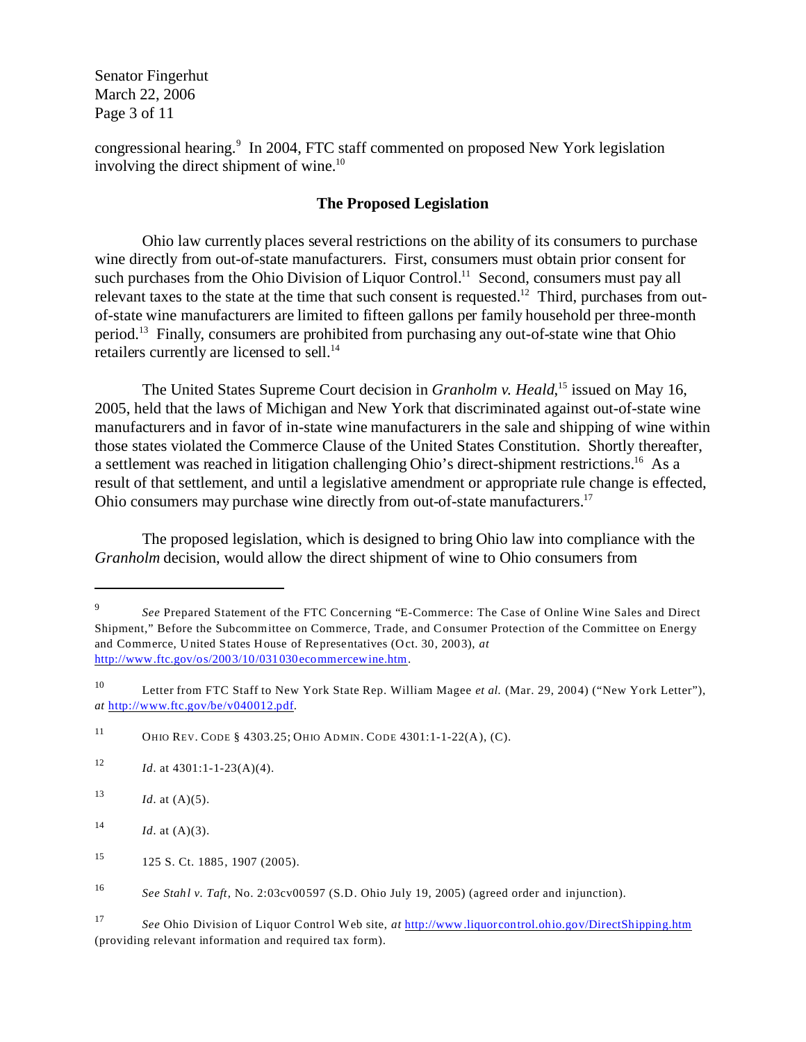congressional hearing.[9] In 2004, FTC staff commented on proposed New York legislation involving the direct shipment of wine.[10]

## The Proposed Legislation

Ohio law currently places several restrictions on the ability of its consumers to purchase wine directly from out-of-state manufacturers. First, consumers must obtain prior consent for such purchases from the Ohio Division of Liquor Control.[11] Second, consumers must pay all relevant taxes to the state at the time that such consent is requested.[12] Third, purchases from out-of-state wine manufacturers are limited to fifteen gallons per family household per three-month period.[13] Finally, consumers are prohibited from purchasing any out-of-state wine that Ohio retailers currently are licensed to sell.[14]

The United States Supreme Court decision in *Granholm v. Heald*,[15] issued on May 16, 2005, held that the laws of Michigan and New York that discriminated against out-of-state wine manufacturers and in favor of in-state wine manufacturers in the sale and shipping of wine within those states violated the Commerce Clause of the United States Constitution. Shortly thereafter, a settlement was reached in litigation challenging Ohio's direct-shipment restrictions.[16] As a result of that settlement, and until a legislative amendment or appropriate rule change is effected, Ohio consumers may purchase wine directly from out-of-state manufacturers.[17]

The proposed legislation, which is designed to bring Ohio law into compliance with the *Granholm* decision, would allow the direct shipment of wine to Ohio consumers from

---

[9] *See* Prepared Statement of the FTC Concerning "E-Commerce: The Case of Online Wine Sales and Direct Shipment," Before the Subcommittee on Commerce, Trade, and Consumer Protection of the Committee on Energy and Commerce, United States House of Representatives (Oct. 30, 2003), *at* http://www.ftc.gov/os/2003/10/031030ecommercewine.htm.

[10] Letter from FTC Staff to New York State Rep. William Magee *et al.* (Mar. 29, 2004) ("New York Letter"), *at* http://www.ftc.gov/be/v040012.pdf.

[11] OHIO REV. CODE § 4303.25; OHIO ADMIN. CODE 4301:1-1-22(A), (C).

[12] *Id*. at 4301:1-1-23(A)(4).

[13] *Id*. at (A)(5).

[14] *Id*. at (A)(3).

[15] 125 S. Ct. 1885, 1907 (2005).

[16] *See Stahl v. Taft*, No. 2:03cv00597 (S.D. Ohio July 19, 2005) (agreed order and injunction).

[17] *See* Ohio Division of Liquor Control Web site, *at* http://www.liquorcontrol.ohio.gov/DirectShipping.htm (providing relevant information and required tax form).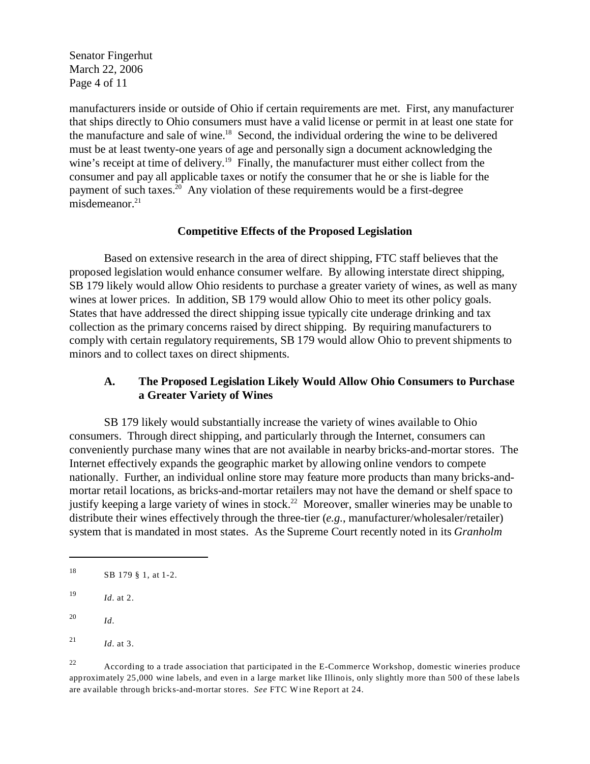manufacturers inside or outside of Ohio if certain requirements are met. First, any manufacturer that ships directly to Ohio consumers must have a valid license or permit in at least one state for the manufacture and sale of wine.[18] Second, the individual ordering the wine to be delivered must be at least twenty-one years of age and personally sign a document acknowledging the wine's receipt at time of delivery.[19] Finally, the manufacturer must either collect from the consumer and pay all applicable taxes or notify the consumer that he or she is liable for the payment of such taxes.[20] Any violation of these requirements would be a first-degree misdemeanor.[21]

## Competitive Effects of the Proposed Legislation

Based on extensive research in the area of direct shipping, FTC staff believes that the proposed legislation would enhance consumer welfare. By allowing interstate direct shipping, SB 179 likely would allow Ohio residents to purchase a greater variety of wines, as well as many wines at lower prices. In addition, SB 179 would allow Ohio to meet its other policy goals. States that have addressed the direct shipping issue typically cite underage drinking and tax collection as the primary concerns raised by direct shipping. By requiring manufacturers to comply with certain regulatory requirements, SB 179 would allow Ohio to prevent shipments to minors and to collect taxes on direct shipments.

### A. The Proposed Legislation Likely Would Allow Ohio Consumers to Purchase a Greater Variety of Wines

SB 179 likely would substantially increase the variety of wines available to Ohio consumers. Through direct shipping, and particularly through the Internet, consumers can conveniently purchase many wines that are not available in nearby bricks-and-mortar stores. The Internet effectively expands the geographic market by allowing online vendors to compete nationally. Further, an individual online store may feature more products than many bricks-and-mortar retail locations, as bricks-and-mortar retailers may not have the demand or shelf space to justify keeping a large variety of wines in stock.[22] Moreover, smaller wineries may be unable to distribute their wines effectively through the three-tier (*e.g.*, manufacturer/wholesaler/retailer) system that is mandated in most states. As the Supreme Court recently noted in its *Granholm*

---

[18] SB 179 § 1, at 1-2.

[19] *Id*. at 2.

[20] *Id*.

[21] *Id*. at 3.

[22] According to a trade association that participated in the E-Commerce Workshop, domestic wineries produce approximately 25,000 wine labels, and even in a large market like Illinois, only slightly more than 500 of these labels are available through bricks-and-mortar stores. *See* FTC Wine Report at 24.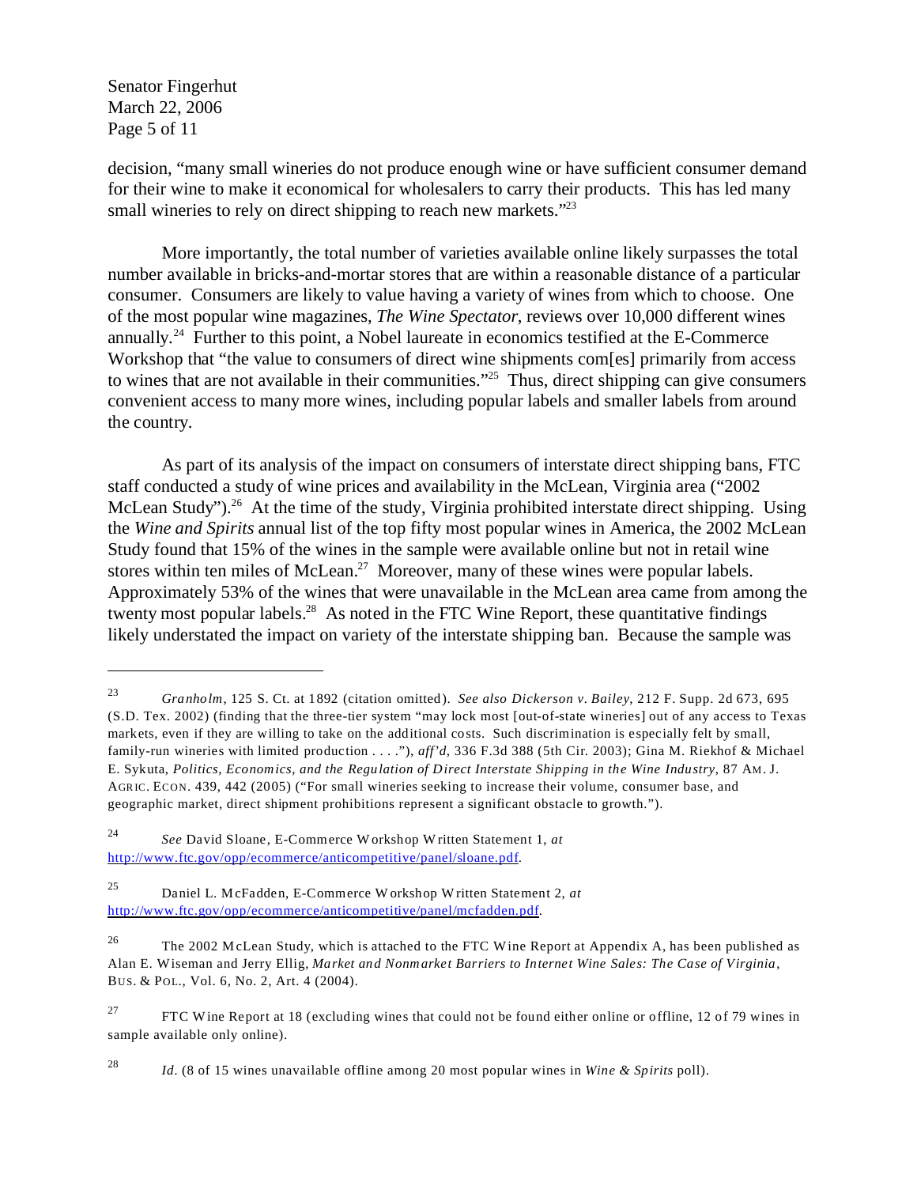decision, "many small wineries do not produce enough wine or have sufficient consumer demand for their wine to make it economical for wholesalers to carry their products. This has led many small wineries to rely on direct shipping to reach new markets."[23]

More importantly, the total number of varieties available online likely surpasses the total number available in bricks-and-mortar stores that are within a reasonable distance of a particular consumer. Consumers are likely to value having a variety of wines from which to choose. One of the most popular wine magazines, *The Wine Spectator*, reviews over 10,000 different wines annually.[24] Further to this point, a Nobel laureate in economics testified at the E-Commerce Workshop that "the value to consumers of direct wine shipments com[es] primarily from access to wines that are not available in their communities."[25] Thus, direct shipping can give consumers convenient access to many more wines, including popular labels and smaller labels from around the country.

As part of its analysis of the impact on consumers of interstate direct shipping bans, FTC staff conducted a study of wine prices and availability in the McLean, Virginia area ("2002 McLean Study").[26] At the time of the study, Virginia prohibited interstate direct shipping. Using the *Wine and Spirits* annual list of the top fifty most popular wines in America, the 2002 McLean Study found that 15% of the wines in the sample were available online but not in retail wine stores within ten miles of McLean.[27] Moreover, many of these wines were popular labels. Approximately 53% of the wines that were unavailable in the McLean area came from among the twenty most popular labels.[28] As noted in the FTC Wine Report, these quantitative findings likely understated the impact on variety of the interstate shipping ban. Because the sample was

---

[23] *Granholm*, 125 S. Ct. at 1892 (citation omitted). *See also Dickerson v. Bailey*, 212 F. Supp. 2d 673, 695 (S.D. Tex. 2002) (finding that the three-tier system "may lock most [out-of-state wineries] out of any access to Texas markets, even if they are willing to take on the additional costs. Such discrimination is especially felt by small, family-run wineries with limited production . . . ."), *aff'd*, 336 F.3d 388 (5th Cir. 2003); Gina M. Riekhof & Michael E. Sykuta, *Politics, Economics, and the Regulation of Direct Interstate Shipping in the Wine Industry*, 87 AM. J. AGRIC. ECON. 439, 442 (2005) ("For small wineries seeking to increase their volume, consumer base, and geographic market, direct shipment prohibitions represent a significant obstacle to growth.").

[24] *See* David Sloane, E-Commerce Workshop Written Statement 1, *at* http://www.ftc.gov/opp/ecommerce/anticompetitive/panel/sloane.pdf.

[25] Daniel L. McFadden, E-Commerce Workshop Written Statement 2, *at* http://www.ftc.gov/opp/ecommerce/anticompetitive/panel/mcfadden.pdf.

[26] The 2002 McLean Study, which is attached to the FTC Wine Report at Appendix A, has been published as Alan E. Wiseman and Jerry Ellig, *Market and Nonmarket Barriers to Internet Wine Sales: The Case of Virginia*, BUS. & POL., Vol. 6, No. 2, Art. 4 (2004).

[27] FTC Wine Report at 18 (excluding wines that could not be found either online or offline, 12 of 79 wines in sample available only online).

[28] *Id*. (8 of 15 wines unavailable offline among 20 most popular wines in *Wine & Spirits* poll).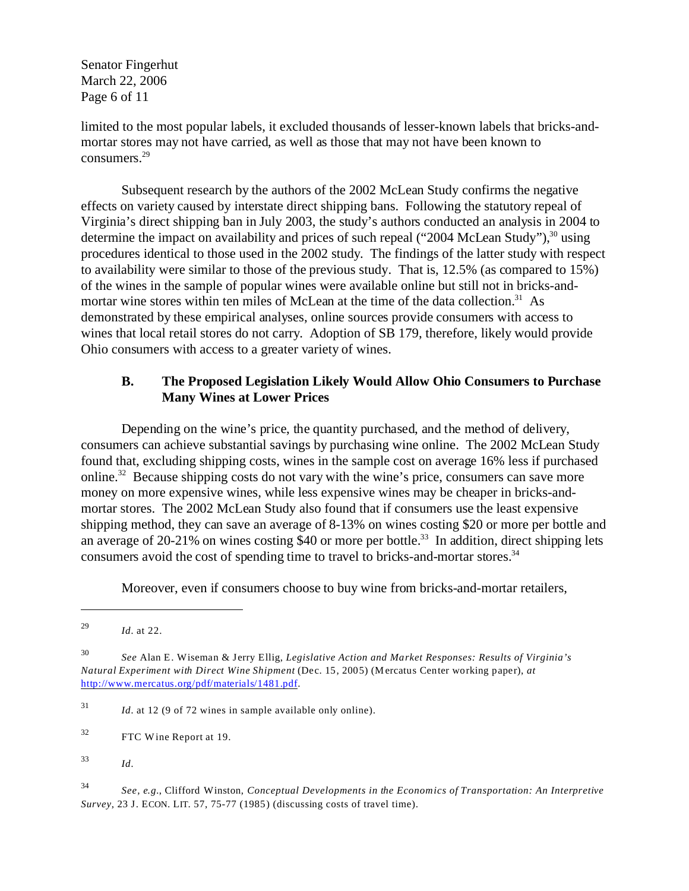limited to the most popular labels, it excluded thousands of lesser-known labels that bricks-and-mortar stores may not have carried, as well as those that may not have been known to consumers.[29]

Subsequent research by the authors of the 2002 McLean Study confirms the negative effects on variety caused by interstate direct shipping bans. Following the statutory repeal of Virginia's direct shipping ban in July 2003, the study's authors conducted an analysis in 2004 to determine the impact on availability and prices of such repeal ("2004 McLean Study"),[30] using procedures identical to those used in the 2002 study. The findings of the latter study with respect to availability were similar to those of the previous study. That is, 12.5% (as compared to 15%) of the wines in the sample of popular wines were available online but still not in bricks-and-mortar wine stores within ten miles of McLean at the time of the data collection.[31] As demonstrated by these empirical analyses, online sources provide consumers with access to wines that local retail stores do not carry. Adoption of SB 179, therefore, likely would provide Ohio consumers with access to a greater variety of wines.

### B. The Proposed Legislation Likely Would Allow Ohio Consumers to Purchase Many Wines at Lower Prices

Depending on the wine's price, the quantity purchased, and the method of delivery, consumers can achieve substantial savings by purchasing wine online. The 2002 McLean Study found that, excluding shipping costs, wines in the sample cost on average 16% less if purchased online.[32] Because shipping costs do not vary with the wine's price, consumers can save more money on more expensive wines, while less expensive wines may be cheaper in bricks-and-mortar stores. The 2002 McLean Study also found that if consumers use the least expensive shipping method, they can save an average of 8-13% on wines costing $20 or more per bottle and an average of 20-21% on wines costing $40 or more per bottle.[33] In addition, direct shipping lets consumers avoid the cost of spending time to travel to bricks-and-mortar stores.[34]

Moreover, even if consumers choose to buy wine from bricks-and-mortar retailers,

---

[29] *Id.* at 22.

[30] *See* Alan E. Wiseman & Jerry Ellig, *Legislative Action and Market Responses: Results of Virginia's Natural Experiment with Direct Wine Shipment* (Dec. 15, 2005) (Mercatus Center working paper), *at* http://www.mercatus.org/pdf/materials/1481.pdf.

[31] *Id.* at 12 (9 of 72 wines in sample available only online).

[32] FTC Wine Report at 19.

[33] *Id.*

[34] *See, e.g.*, Clifford Winston, *Conceptual Developments in the Economics of Transportation: An Interpretive Survey*, 23 J. ECON. LIT. 57, 75-77 (1985) (discussing costs of travel time).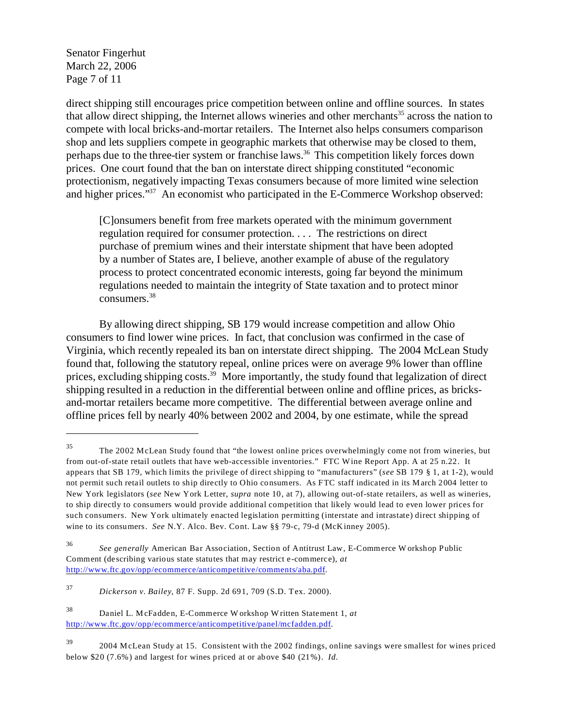direct shipping still encourages price competition between online and offline sources. In states that allow direct shipping, the Internet allows wineries and other merchants[35] across the nation to compete with local bricks-and-mortar retailers. The Internet also helps consumers comparison shop and lets suppliers compete in geographic markets that otherwise may be closed to them, perhaps due to the three-tier system or franchise laws.[36] This competition likely forces down prices. One court found that the ban on interstate direct shipping constituted "economic protectionism, negatively impacting Texas consumers because of more limited wine selection and higher prices."[37] An economist who participated in the E-Commerce Workshop observed:

> [C]onsumers benefit from free markets operated with the minimum government regulation required for consumer protection. . . . The restrictions on direct purchase of premium wines and their interstate shipment that have been adopted by a number of States are, I believe, another example of abuse of the regulatory process to protect concentrated economic interests, going far beyond the minimum regulations needed to maintain the integrity of State taxation and to protect minor consumers.[38]

By allowing direct shipping, SB 179 would increase competition and allow Ohio consumers to find lower wine prices. In fact, that conclusion was confirmed in the case of Virginia, which recently repealed its ban on interstate direct shipping. The 2004 McLean Study found that, following the statutory repeal, online prices were on average 9% lower than offline prices, excluding shipping costs.[39] More importantly, the study found that legalization of direct shipping resulted in a reduction in the differential between online and offline prices, as bricks-and-mortar retailers became more competitive. The differential between average online and offline prices fell by nearly 40% between 2002 and 2004, by one estimate, while the spread

---

[35] The 2002 McLean Study found that "the lowest online prices overwhelmingly come not from wineries, but from out-of-state retail outlets that have web-accessible inventories." FTC Wine Report App. A at 25 n.22. It appears that SB 179, which limits the privilege of direct shipping to "manufacturers" (*see* SB 179 § 1, at 1-2), would not permit such retail outlets to ship directly to Ohio consumers. As FTC staff indicated in its March 2004 letter to New York legislators (*see* New York Letter, *supra* note 10, at 7), allowing out-of-state retailers, as well as wineries, to ship directly to consumers would provide additional competition that likely would lead to even lower prices for such consumers. New York ultimately enacted legislation permitting (interstate and intrastate) direct shipping of wine to its consumers. *See* N.Y. Alco. Bev. Cont. Law §§ 79-c, 79-d (McKinney 2005).

[36] *See generally* American Bar Association, Section of Antitrust Law, E-Commerce Workshop Public Comment (describing various state statutes that may restrict e-commerce), *at* http://www.ftc.gov/opp/ecommerce/anticompetitive/comments/aba.pdf.

[37] *Dickerson v. Bailey*, 87 F. Supp. 2d 691, 709 (S.D. Tex. 2000).

[38] Daniel L. McFadden, E-Commerce Workshop Written Statement 1, *at* http://www.ftc.gov/opp/ecommerce/anticompetitive/panel/mcfadden.pdf.

[39] 2004 McLean Study at 15. Consistent with the 2002 findings, online savings were smallest for wines priced below $20 (7.6%) and largest for wines priced at or above $40 (21%). *Id.*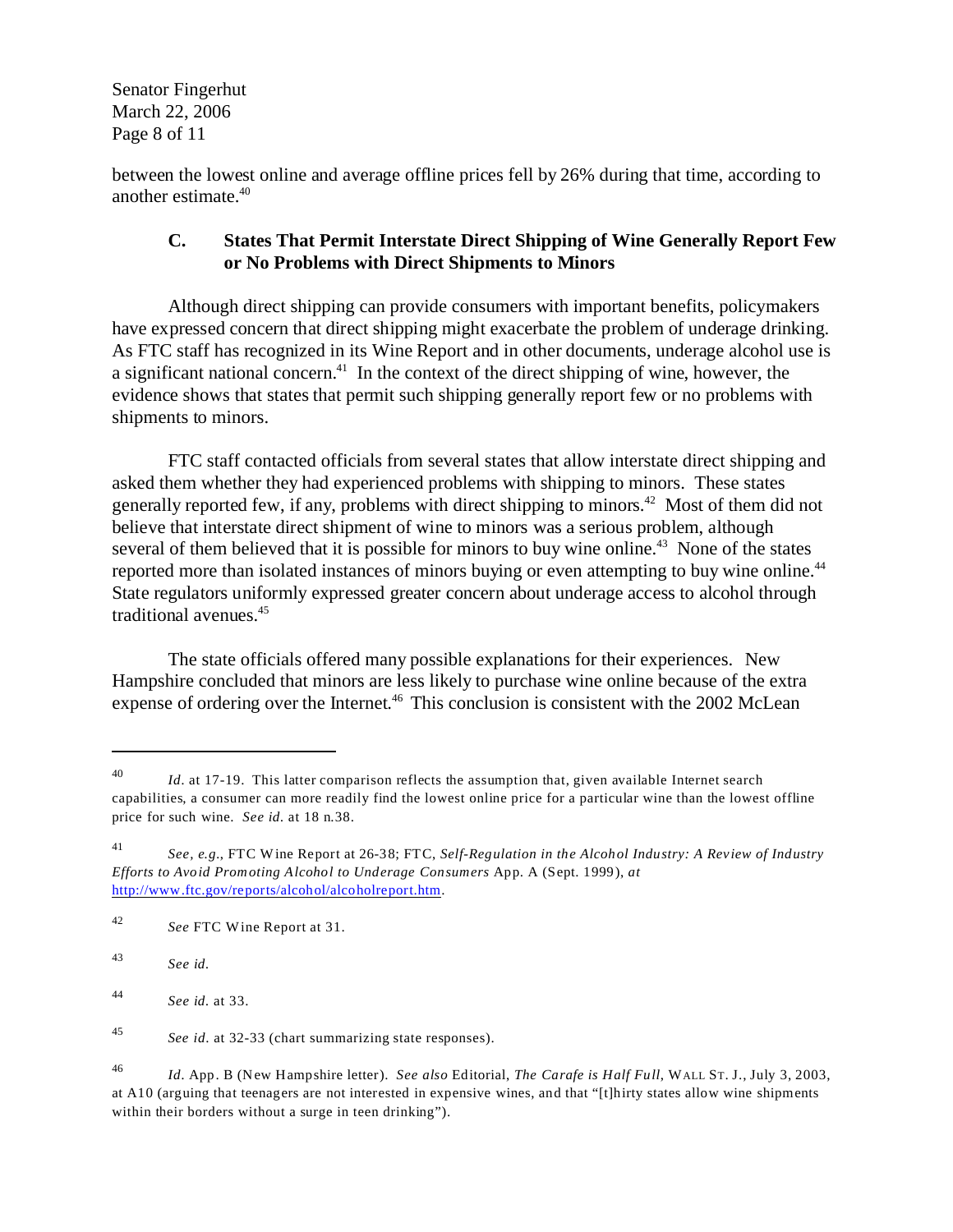between the lowest online and average offline prices fell by 26% during that time, according to another estimate.[40]

### C. States That Permit Interstate Direct Shipping of Wine Generally Report Few or No Problems with Direct Shipments to Minors

Although direct shipping can provide consumers with important benefits, policymakers have expressed concern that direct shipping might exacerbate the problem of underage drinking. As FTC staff has recognized in its Wine Report and in other documents, underage alcohol use is a significant national concern.[41] In the context of the direct shipping of wine, however, the evidence shows that states that permit such shipping generally report few or no problems with shipments to minors.

FTC staff contacted officials from several states that allow interstate direct shipping and asked them whether they had experienced problems with shipping to minors. These states generally reported few, if any, problems with direct shipping to minors.[42] Most of them did not believe that interstate direct shipment of wine to minors was a serious problem, although several of them believed that it is possible for minors to buy wine online.[43] None of the states reported more than isolated instances of minors buying or even attempting to buy wine online.[44] State regulators uniformly expressed greater concern about underage access to alcohol through traditional avenues.[45]

The state officials offered many possible explanations for their experiences. New Hampshire concluded that minors are less likely to purchase wine online because of the extra expense of ordering over the Internet.[46] This conclusion is consistent with the 2002 McLean

---

[40] *Id*. at 17-19. This latter comparison reflects the assumption that, given available Internet search capabilities, a consumer can more readily find the lowest online price for a particular wine than the lowest offline price for such wine. *See id.* at 18 n.38.

[41] *See, e.g.*, FTC Wine Report at 26-38; FTC, *Self-Regulation in the Alcohol Industry: A Review of Industry Efforts to Avoid Promoting Alcohol to Underage Consumers* App. A (Sept. 1999), *at* http://www.ftc.gov/reports/alcohol/alcoholreport.htm.

[42] *See* FTC Wine Report at 31.

[43] *See id.*

[44] *See id.* at 33.

[45] *See id.* at 32-33 (chart summarizing state responses).

[46] *Id*. App. B (New Hampshire letter). *See also* Editorial, *The Carafe is Half Full*, WALL ST. J., July 3, 2003, at A10 (arguing that teenagers are not interested in expensive wines, and that "[t]hirty states allow wine shipments within their borders without a surge in teen drinking").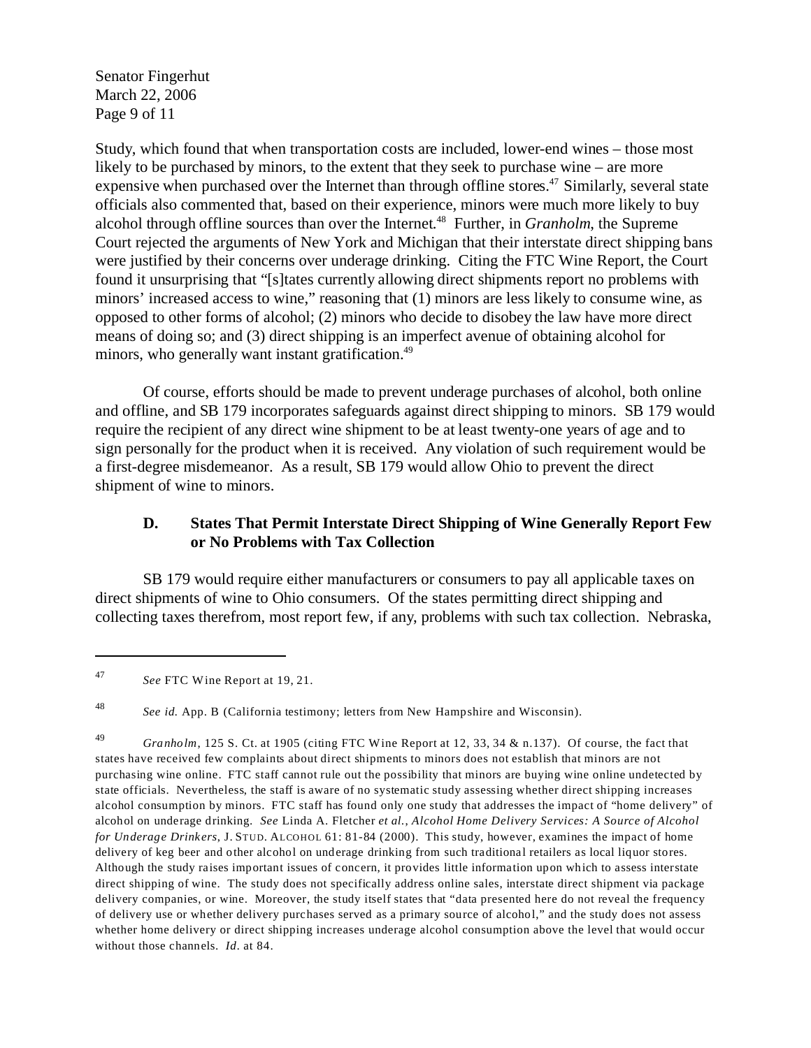Study, which found that when transportation costs are included, lower-end wines – those most likely to be purchased by minors, to the extent that they seek to purchase wine – are more expensive when purchased over the Internet than through offline stores.[47] Similarly, several state officials also commented that, based on their experience, minors were much more likely to buy alcohol through offline sources than over the Internet.[48] Further, in *Granholm*, the Supreme Court rejected the arguments of New York and Michigan that their interstate direct shipping bans were justified by their concerns over underage drinking. Citing the FTC Wine Report, the Court found it unsurprising that "[s]tates currently allowing direct shipments report no problems with minors' increased access to wine," reasoning that (1) minors are less likely to consume wine, as opposed to other forms of alcohol; (2) minors who decide to disobey the law have more direct means of doing so; and (3) direct shipping is an imperfect avenue of obtaining alcohol for minors, who generally want instant gratification.[49]

Of course, efforts should be made to prevent underage purchases of alcohol, both online and offline, and SB 179 incorporates safeguards against direct shipping to minors. SB 179 would require the recipient of any direct wine shipment to be at least twenty-one years of age and to sign personally for the product when it is received. Any violation of such requirement would be a first-degree misdemeanor. As a result, SB 179 would allow Ohio to prevent the direct shipment of wine to minors.

### D. States That Permit Interstate Direct Shipping of Wine Generally Report Few or No Problems with Tax Collection

SB 179 would require either manufacturers or consumers to pay all applicable taxes on direct shipments of wine to Ohio consumers. Of the states permitting direct shipping and collecting taxes therefrom, most report few, if any, problems with such tax collection. Nebraska,

---

[47] *See* FTC Wine Report at 19, 21.

[48] *See id.* App. B (California testimony; letters from New Hampshire and Wisconsin).

[49] *Granholm*, 125 S. Ct. at 1905 (citing FTC Wine Report at 12, 33, 34 & n.137). Of course, the fact that states have received few complaints about direct shipments to minors does not establish that minors are not purchasing wine online. FTC staff cannot rule out the possibility that minors are buying wine online undetected by state officials. Nevertheless, the staff is aware of no systematic study assessing whether direct shipping increases alcohol consumption by minors. FTC staff has found only one study that addresses the impact of "home delivery" of alcohol on underage drinking. *See* Linda A. Fletcher *et al., Alcohol Home Delivery Services: A Source of Alcohol for Underage Drinkers*, J. STUD. ALCOHOL 61: 81-84 (2000). This study, however, examines the impact of home delivery of keg beer and other alcohol on underage drinking from such traditional retailers as local liquor stores. Although the study raises important issues of concern, it provides little information upon which to assess interstate direct shipping of wine. The study does not specifically address online sales, interstate direct shipment via package delivery companies, or wine. Moreover, the study itself states that "data presented here do not reveal the frequency of delivery use or whether delivery purchases served as a primary source of alcohol," and the study does not assess whether home delivery or direct shipping increases underage alcohol consumption above the level that would occur without those channels. *Id.* at 84.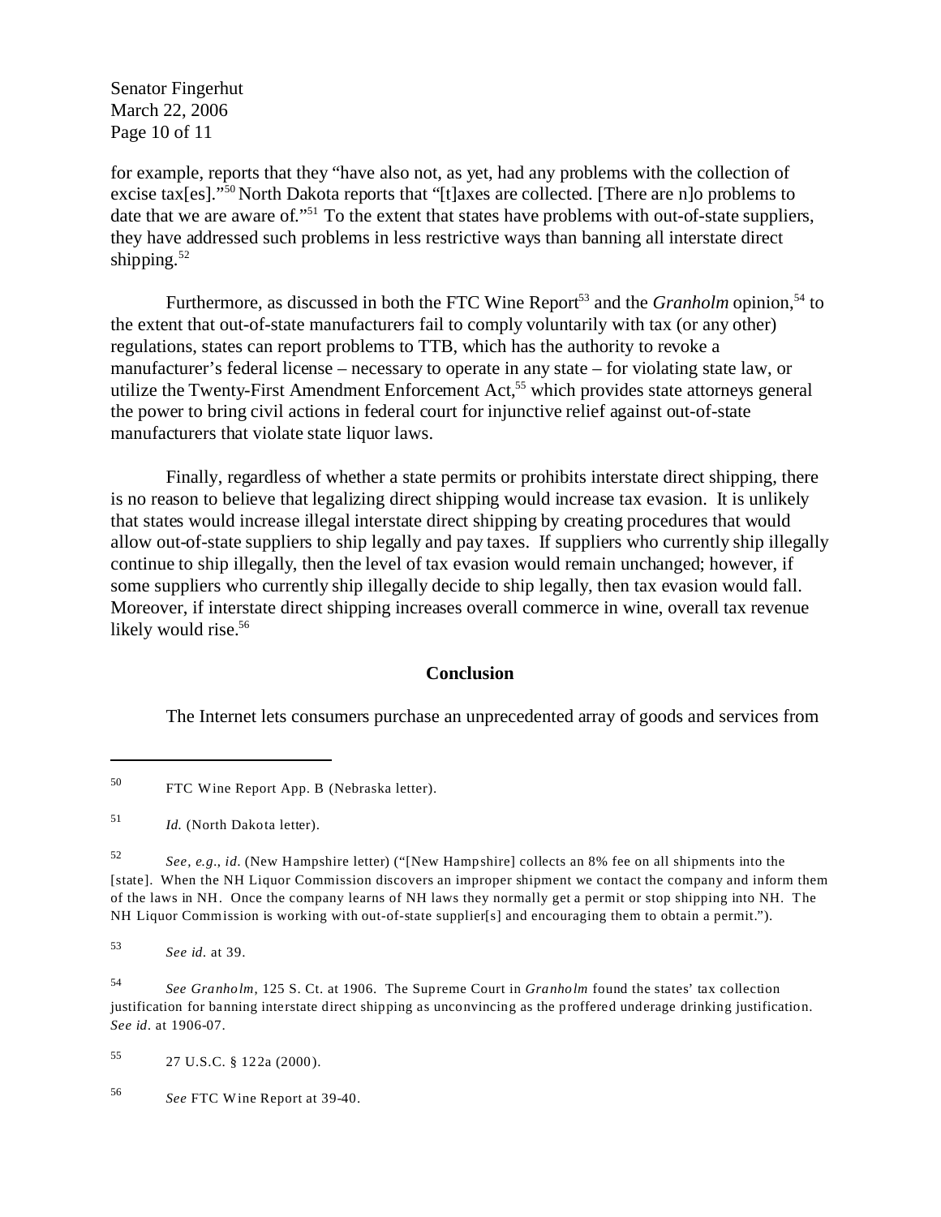for example, reports that they "have also not, as yet, had any problems with the collection of excise tax[es]."[50] North Dakota reports that "[t]axes are collected. [There are n]o problems to date that we are aware of."[51] To the extent that states have problems with out-of-state suppliers, they have addressed such problems in less restrictive ways than banning all interstate direct shipping.[52]

Furthermore, as discussed in both the FTC Wine Report[53] and the *Granholm* opinion,[54] to the extent that out-of-state manufacturers fail to comply voluntarily with tax (or any other) regulations, states can report problems to TTB, which has the authority to revoke a manufacturer's federal license – necessary to operate in any state – for violating state law, or utilize the Twenty-First Amendment Enforcement Act,[55] which provides state attorneys general the power to bring civil actions in federal court for injunctive relief against out-of-state manufacturers that violate state liquor laws.

Finally, regardless of whether a state permits or prohibits interstate direct shipping, there is no reason to believe that legalizing direct shipping would increase tax evasion. It is unlikely that states would increase illegal interstate direct shipping by creating procedures that would allow out-of-state suppliers to ship legally and pay taxes. If suppliers who currently ship illegally continue to ship illegally, then the level of tax evasion would remain unchanged; however, if some suppliers who currently ship illegally decide to ship legally, then tax evasion would fall. Moreover, if interstate direct shipping increases overall commerce in wine, overall tax revenue likely would rise.[56]

## Conclusion

The Internet lets consumers purchase an unprecedented array of goods and services from

---

[50] FTC Wine Report App. B (Nebraska letter).

[51] *Id.* (North Dakota letter).

[52] *See, e.g.*, *id.* (New Hampshire letter) ("[New Hampshire] collects an 8% fee on all shipments into the [state]. When the NH Liquor Commission discovers an improper shipment we contact the company and inform them of the laws in NH. Once the company learns of NH laws they normally get a permit or stop shipping into NH. The NH Liquor Commission is working with out-of-state supplier[s] and encouraging them to obtain a permit.").

[53] *See id.* at 39.

[54] *See Granholm*, 125 S. Ct. at 1906. The Supreme Court in *Granholm* found the states' tax collection justification for banning interstate direct shipping as unconvincing as the proffered underage drinking justification. *See id.* at 1906-07.

[55] 27 U.S.C. § 122a (2000).

[56] *See* FTC Wine Report at 39-40.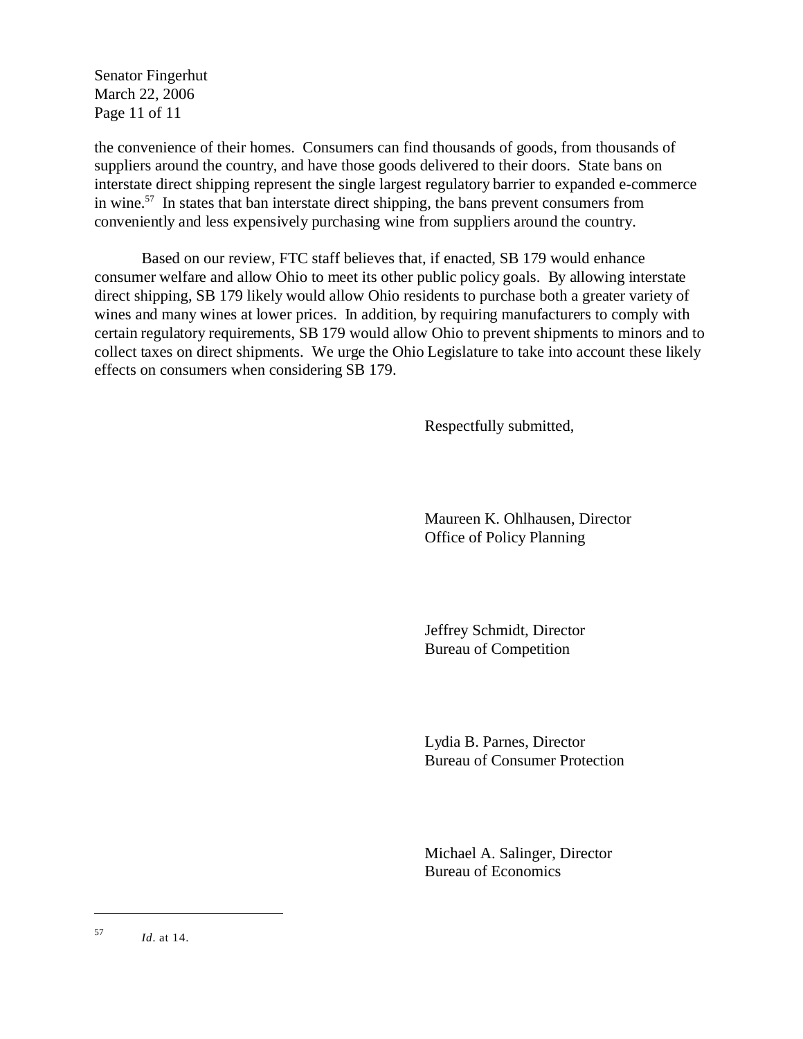the convenience of their homes. Consumers can find thousands of goods, from thousands of suppliers around the country, and have those goods delivered to their doors. State bans on interstate direct shipping represent the single largest regulatory barrier to expanded e-commerce in wine.[57] In states that ban interstate direct shipping, the bans prevent consumers from conveniently and less expensively purchasing wine from suppliers around the country.

Based on our review, FTC staff believes that, if enacted, SB 179 would enhance consumer welfare and allow Ohio to meet its other public policy goals. By allowing interstate direct shipping, SB 179 likely would allow Ohio residents to purchase both a greater variety of wines and many wines at lower prices. In addition, by requiring manufacturers to comply with certain regulatory requirements, SB 179 would allow Ohio to prevent shipments to minors and to collect taxes on direct shipments. We urge the Ohio Legislature to take into account these likely effects on consumers when considering SB 179.

Respectfully submitted,

Maureen K. Ohlhausen, Director
Office of Policy Planning

Jeffrey Schmidt, Director
Bureau of Competition

Lydia B. Parnes, Director
Bureau of Consumer Protection

Michael A. Salinger, Director
Bureau of Economics

---

[57] *Id*. at 14.